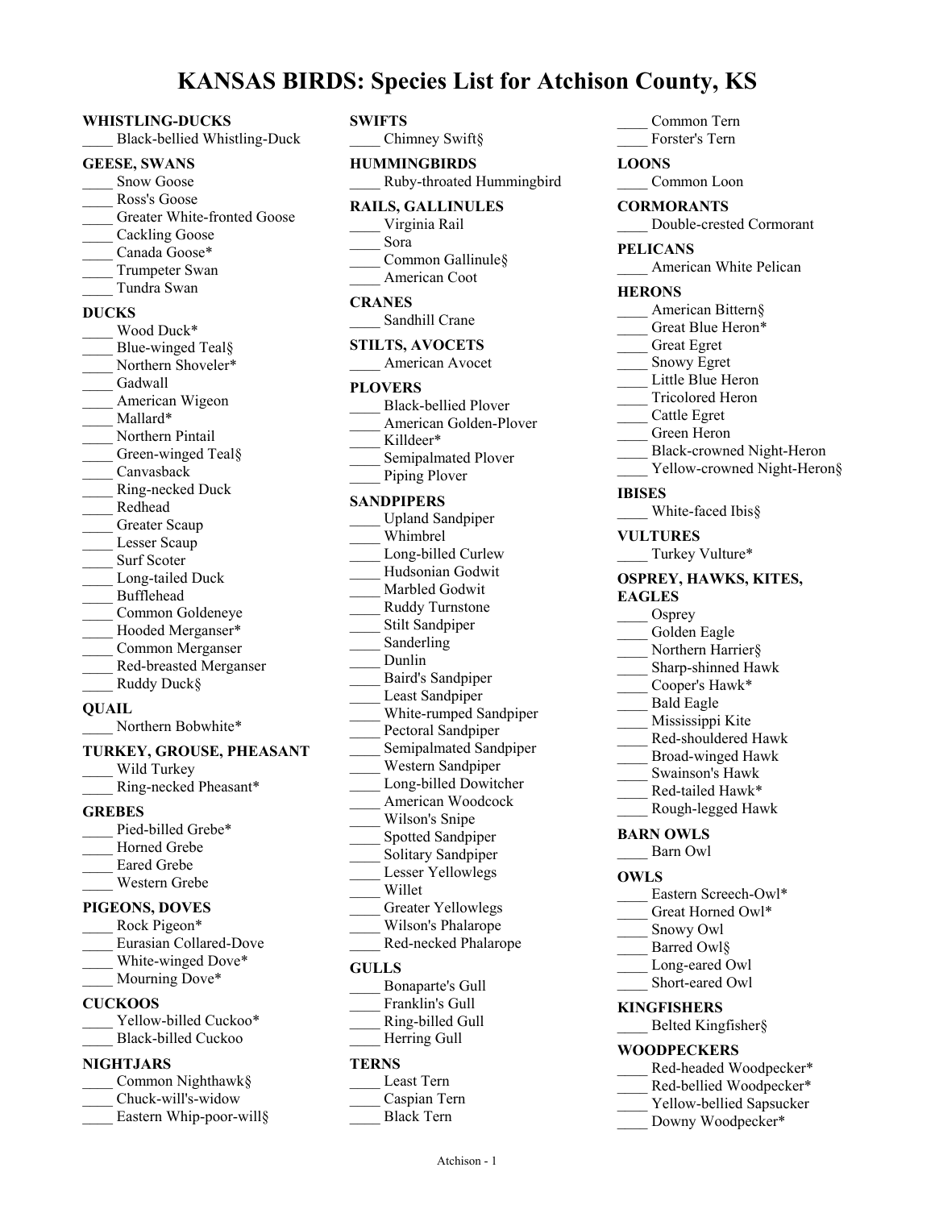# KANSAS BIRDS: Species List for Atchison County, KS

**WHISTLING-DUCKS**
____ Black-bellied Whistling-Duck

**GEESE, SWANS**
____ Snow Goose
____ Ross's Goose
____ Greater White-fronted Goose
____ Cackling Goose
____ Canada Goose*
____ Trumpeter Swan
____ Tundra Swan

**DUCKS**
____ Wood Duck*
____ Blue-winged Teal§
____ Northern Shoveler*
____ Gadwall
____ American Wigeon
____ Mallard*
____ Northern Pintail
____ Green-winged Teal§
____ Canvasback
____ Ring-necked Duck
____ Redhead
____ Greater Scaup
____ Lesser Scaup
____ Surf Scoter
____ Long-tailed Duck
____ Bufflehead
____ Common Goldeneye
____ Hooded Merganser*
____ Common Merganser
____ Red-breasted Merganser
____ Ruddy Duck§

**QUAIL**
____ Northern Bobwhite*

**TURKEY, GROUSE, PHEASANT**
____ Wild Turkey
____ Ring-necked Pheasant*

**GREBES**
____ Pied-billed Grebe*
____ Horned Grebe
____ Eared Grebe
____ Western Grebe

**PIGEONS, DOVES**
____ Rock Pigeon*
____ Eurasian Collared-Dove
____ White-winged Dove*
____ Mourning Dove*

**CUCKOOS**
____ Yellow-billed Cuckoo*
____ Black-billed Cuckoo

**NIGHTJARS**
____ Common Nighthawk§
____ Chuck-will's-widow
____ Eastern Whip-poor-will§

**SWIFTS**
____ Chimney Swift§

**HUMMINGBIRDS**
____ Ruby-throated Hummingbird

**RAILS, GALLINULES**
____ Virginia Rail
____ Sora
____ Common Gallinule§
____ American Coot

**CRANES**
____ Sandhill Crane

**STILTS, AVOCETS**
____ American Avocet

**PLOVERS**
____ Black-bellied Plover
____ American Golden-Plover
____ Killdeer*
____ Semipalmated Plover
____ Piping Plover

**SANDPIPERS**
____ Upland Sandpiper
____ Whimbrel
____ Long-billed Curlew
____ Hudsonian Godwit
____ Marbled Godwit
____ Ruddy Turnstone
____ Stilt Sandpiper
____ Sanderling
____ Dunlin
____ Baird's Sandpiper
____ Least Sandpiper
____ White-rumped Sandpiper
____ Pectoral Sandpiper
____ Semipalmated Sandpiper
____ Western Sandpiper
____ Long-billed Dowitcher
____ American Woodcock
____ Wilson's Snipe
____ Spotted Sandpiper
____ Solitary Sandpiper
____ Lesser Yellowlegs
____ Willet
____ Greater Yellowlegs
____ Wilson's Phalarope
____ Red-necked Phalarope

**GULLS**
____ Bonaparte's Gull
____ Franklin's Gull
____ Ring-billed Gull
____ Herring Gull

**TERNS**
____ Least Tern
____ Caspian Tern
____ Black Tern
____ Common Tern
____ Forster's Tern

**LOONS**
____ Common Loon

**CORMORANTS**
____ Double-crested Cormorant

**PELICANS**
____ American White Pelican

**HERONS**
____ American Bittern§
____ Great Blue Heron*
____ Great Egret
____ Snowy Egret
____ Little Blue Heron
____ Tricolored Heron
____ Cattle Egret
____ Green Heron
____ Black-crowned Night-Heron
____ Yellow-crowned Night-Heron§

**IBISES**
____ White-faced Ibis§

**VULTURES**
____ Turkey Vulture*

**OSPREY, HAWKS, KITES, EAGLES**
____ Osprey
____ Golden Eagle
____ Northern Harrier§
____ Sharp-shinned Hawk
____ Cooper's Hawk*
____ Bald Eagle
____ Mississippi Kite
____ Red-shouldered Hawk
____ Broad-winged Hawk
____ Swainson's Hawk
____ Red-tailed Hawk*
____ Rough-legged Hawk

**BARN OWLS**
____ Barn Owl

**OWLS**
____ Eastern Screech-Owl*
____ Great Horned Owl*
____ Snowy Owl
____ Barred Owl§
____ Long-eared Owl
____ Short-eared Owl

**KINGFISHERS**
____ Belted Kingfisher§

**WOODPECKERS**
____ Red-headed Woodpecker*
____ Red-bellied Woodpecker*
____ Yellow-bellied Sapsucker
____ Downy Woodpecker*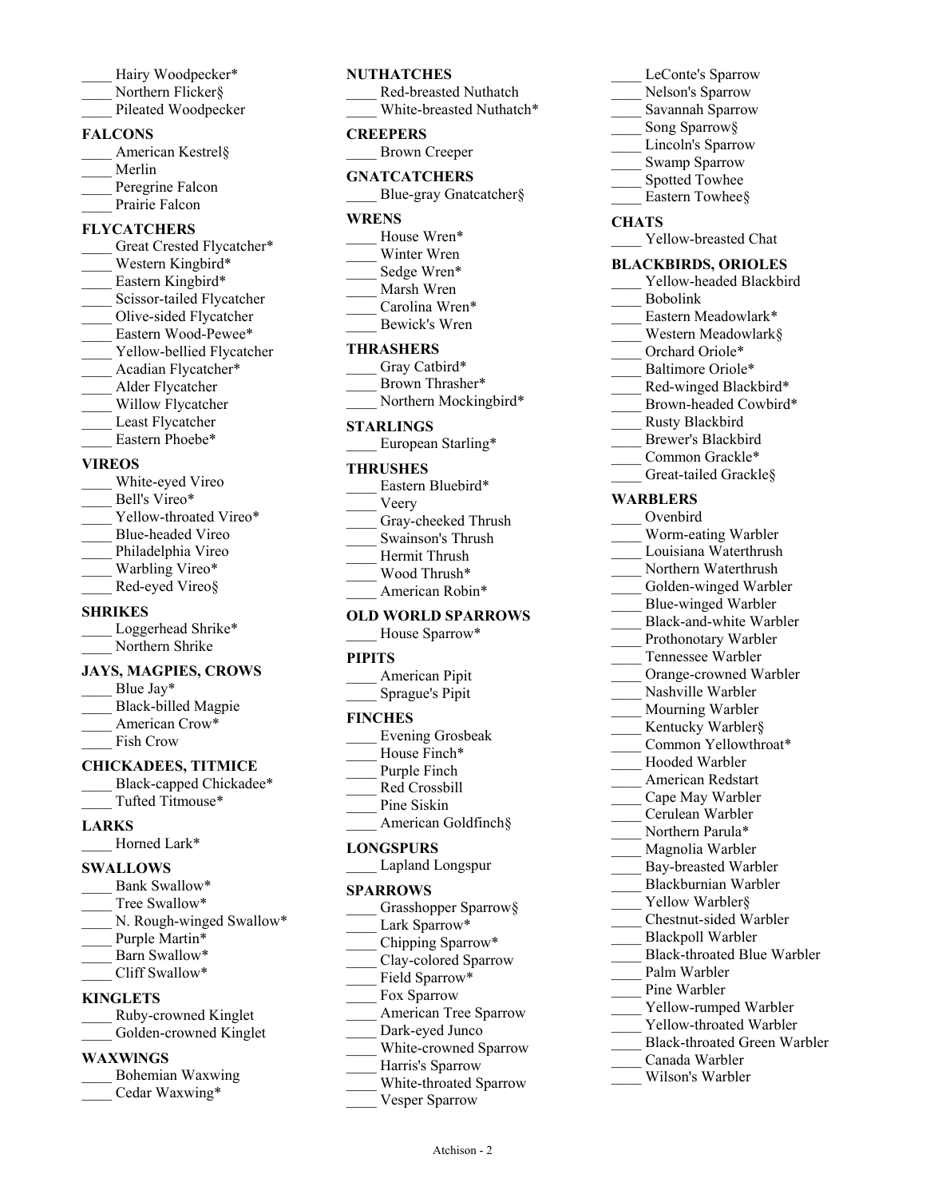____ Hairy Woodpecker*
____ Northern Flicker§
____ Pileated Woodpecker

**FALCONS**

____ American Kestrel§
____ Merlin
____ Peregrine Falcon
____ Prairie Falcon

**FLYCATCHERS**

____ Great Crested Flycatcher*
____ Western Kingbird*
____ Eastern Kingbird*
____ Scissor-tailed Flycatcher
____ Olive-sided Flycatcher
____ Eastern Wood-Pewee*
____ Yellow-bellied Flycatcher
____ Acadian Flycatcher*
____ Alder Flycatcher
____ Willow Flycatcher
____ Least Flycatcher
____ Eastern Phoebe*

**VIREOS**

____ White-eyed Vireo
____ Bell's Vireo*
____ Yellow-throated Vireo*
____ Blue-headed Vireo
____ Philadelphia Vireo
____ Warbling Vireo*
____ Red-eyed Vireo§

**SHRIKES**

____ Loggerhead Shrike*
____ Northern Shrike

**JAYS, MAGPIES, CROWS**

____ Blue Jay*
____ Black-billed Magpie
____ American Crow*
____ Fish Crow

**CHICKADEES, TITMICE**

____ Black-capped Chickadee*
____ Tufted Titmouse*

**LARKS**

____ Horned Lark*

**SWALLOWS**

____ Bank Swallow*
____ Tree Swallow*
____ N. Rough-winged Swallow*
____ Purple Martin*
____ Barn Swallow*
____ Cliff Swallow*

**KINGLETS**

____ Ruby-crowned Kinglet
____ Golden-crowned Kinglet

**WAXWINGS**

____ Bohemian Waxwing
____ Cedar Waxwing*

**NUTHATCHES**

____ Red-breasted Nuthatch
____ White-breasted Nuthatch*

**CREEPERS**

____ Brown Creeper

**GNATCATCHERS**

____ Blue-gray Gnatcatcher§

**WRENS**

____ House Wren*
____ Winter Wren
____ Sedge Wren*
____ Marsh Wren
____ Carolina Wren*
____ Bewick's Wren

**THRASHERS**

____ Gray Catbird*
____ Brown Thrasher*
____ Northern Mockingbird*

**STARLINGS**

____ European Starling*

**THRUSHES**

____ Eastern Bluebird*
____ Veery
____ Gray-cheeked Thrush
____ Swainson's Thrush
____ Hermit Thrush
____ Wood Thrush*
____ American Robin*

**OLD WORLD SPARROWS**

____ House Sparrow*

**PIPITS**

____ American Pipit
____ Sprague's Pipit

**FINCHES**

____ Evening Grosbeak
____ House Finch*
____ Purple Finch
____ Red Crossbill
____ Pine Siskin
____ American Goldfinch§

**LONGSPURS**

____ Lapland Longspur

**SPARROWS**

____ Grasshopper Sparrow§
____ Lark Sparrow*
____ Chipping Sparrow*
____ Clay-colored Sparrow
____ Field Sparrow*
____ Fox Sparrow
____ American Tree Sparrow
____ Dark-eyed Junco
____ White-crowned Sparrow
____ Harris's Sparrow
____ White-throated Sparrow
____ Vesper Sparrow
____ LeConte's Sparrow
____ Nelson's Sparrow
____ Savannah Sparrow
____ Song Sparrow§
____ Lincoln's Sparrow
____ Swamp Sparrow
____ Spotted Towhee
____ Eastern Towhee§

**CHATS**

____ Yellow-breasted Chat

**BLACKBIRDS, ORIOLES**

____ Yellow-headed Blackbird
____ Bobolink
____ Eastern Meadowlark*
____ Western Meadowlark§
____ Orchard Oriole*
____ Baltimore Oriole*
____ Red-winged Blackbird*
____ Brown-headed Cowbird*
____ Rusty Blackbird
____ Brewer's Blackbird
____ Common Grackle*
____ Great-tailed Grackle§

**WARBLERS**

____ Ovenbird
____ Worm-eating Warbler
____ Louisiana Waterthrush
____ Northern Waterthrush
____ Golden-winged Warbler
____ Blue-winged Warbler
____ Black-and-white Warbler
____ Prothonotary Warbler
____ Tennessee Warbler
____ Orange-crowned Warbler
____ Nashville Warbler
____ Mourning Warbler
____ Kentucky Warbler§
____ Common Yellowthroat*
____ Hooded Warbler
____ American Redstart
____ Cape May Warbler
____ Cerulean Warbler
____ Northern Parula*
____ Magnolia Warbler
____ Bay-breasted Warbler
____ Blackburnian Warbler
____ Yellow Warbler§
____ Chestnut-sided Warbler
____ Blackpoll Warbler
____ Black-throated Blue Warbler
____ Palm Warbler
____ Pine Warbler
____ Yellow-rumped Warbler
____ Yellow-throated Warbler
____ Black-throated Green Warbler
____ Canada Warbler
____ Wilson's Warbler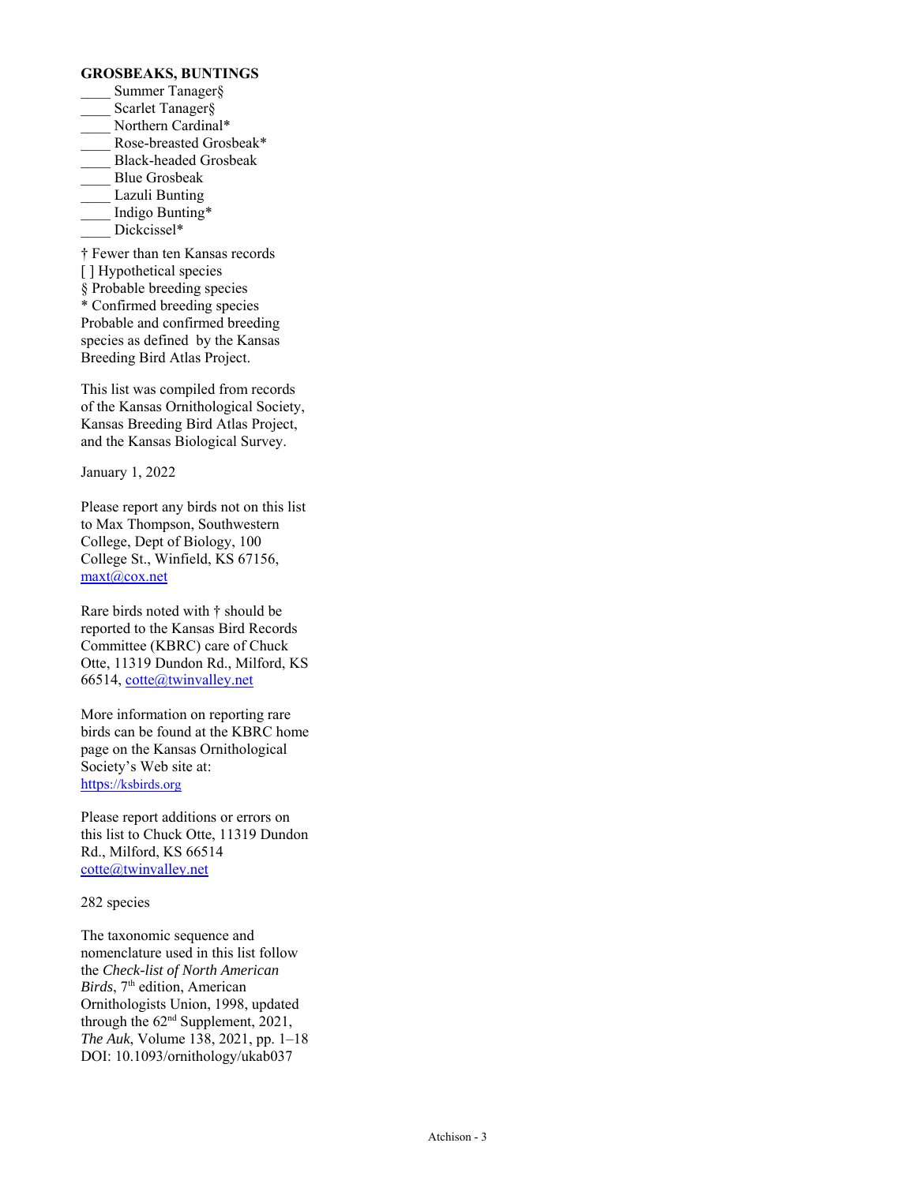**GROSBEAKS, BUNTINGS**

____ Summer Tanager§
____ Scarlet Tanager§
____ Northern Cardinal*
____ Rose-breasted Grosbeak*
____ Black-headed Grosbeak
____ Blue Grosbeak
____ Lazuli Bunting
____ Indigo Bunting*
____ Dickcissel*

† Fewer than ten Kansas records
[ ] Hypothetical species
§ Probable breeding species
* Confirmed breeding species
Probable and confirmed breeding species as defined by the Kansas Breeding Bird Atlas Project.

This list was compiled from records of the Kansas Ornithological Society, Kansas Breeding Bird Atlas Project, and the Kansas Biological Survey.

January 1, 2022

Please report any birds not on this list to Max Thompson, Southwestern College, Dept of Biology, 100 College St., Winfield, KS 67156, maxt@cox.net

Rare birds noted with † should be reported to the Kansas Bird Records Committee (KBRC) care of Chuck Otte, 11319 Dundon Rd., Milford, KS 66514, cotte@twinvalley.net

More information on reporting rare birds can be found at the KBRC home page on the Kansas Ornithological Society's Web site at: https://ksbirds.org

Please report additions or errors on this list to Chuck Otte, 11319 Dundon Rd., Milford, KS 66514 cotte@twinvalley.net

282 species

The taxonomic sequence and nomenclature used in this list follow the *Check-list of North American Birds*, 7th edition, American Ornithologists Union, 1998, updated through the 62nd Supplement, 2021, *The Auk*, Volume 138, 2021, pp. 1–18 DOI: 10.1093/ornithology/ukab037